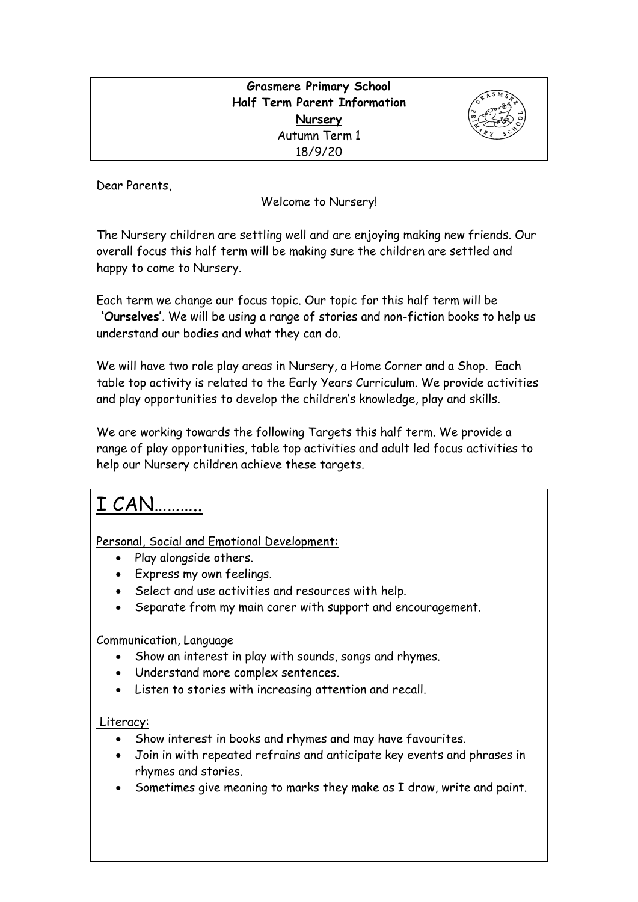**Grasmere Primary School**
**Half Term Parent Information**
**Nursery**
Autumn Term 1
18/9/20

Dear Parents,

Welcome to Nursery!

The Nursery children are settling well and are enjoying making new friends. Our overall focus this half term will be making sure the children are settled and happy to come to Nursery.

Each term we change our focus topic. Our topic for this half term will be **'Ourselves'**. We will be using a range of stories and non-fiction books to help us understand our bodies and what they can do.

We will have two role play areas in Nursery, a Home Corner and a Shop. Each table top activity is related to the Early Years Curriculum. We provide activities and play opportunities to develop the children's knowledge, play and skills.

We are working towards the following Targets this half term. We provide a range of play opportunities, table top activities and adult led focus activities to help our Nursery children achieve these targets.

# I CAN……….

Personal, Social and Emotional Development:

- Play alongside others.
- Express my own feelings.
- Select and use activities and resources with help.
- Separate from my main carer with support and encouragement.

Communication, Language

- Show an interest in play with sounds, songs and rhymes.
- Understand more complex sentences.
- Listen to stories with increasing attention and recall.

Literacy:

- Show interest in books and rhymes and may have favourites.
- Join in with repeated refrains and anticipate key events and phrases in rhymes and stories.
- Sometimes give meaning to marks they make as I draw, write and paint.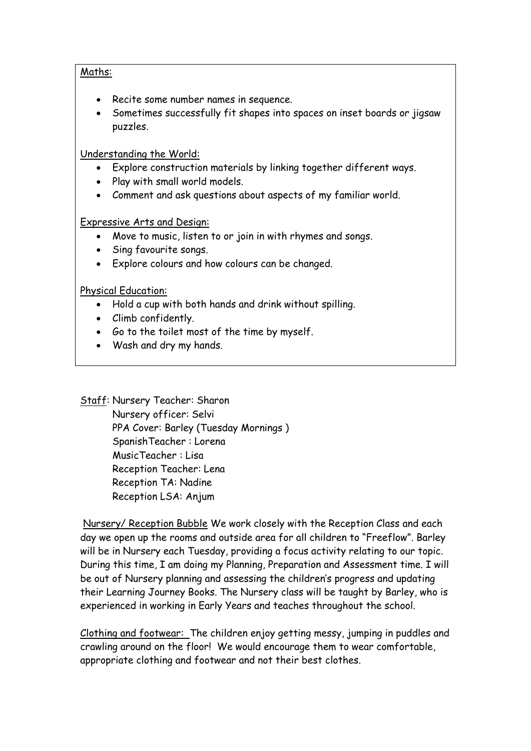Maths:

- Recite some number names in sequence.
- Sometimes successfully fit shapes into spaces on inset boards or jigsaw puzzles.

Understanding the World:

- Explore construction materials by linking together different ways.
- Play with small world models.
- Comment and ask questions about aspects of my familiar world.

Expressive Arts and Design:

- Move to music, listen to or join in with rhymes and songs.
- Sing favourite songs.
- Explore colours and how colours can be changed.

Physical Education:

- Hold a cup with both hands and drink without spilling.
- Climb confidently.
- Go to the toilet most of the time by myself.
- Wash and dry my hands.

Staff: Nursery Teacher: Sharon
Nursery officer: Selvi
PPA Cover: Barley (Tuesday Mornings )
SpanishTeacher : Lorena
MusicTeacher : Lisa
Reception Teacher: Lena
Reception TA: Nadine
Reception LSA: Anjum

Nursery/ Reception Bubble We work closely with the Reception Class and each day we open up the rooms and outside area for all children to "Freeflow". Barley will be in Nursery each Tuesday, providing a focus activity relating to our topic. During this time, I am doing my Planning, Preparation and Assessment time. I will be out of Nursery planning and assessing the children's progress and updating their Learning Journey Books. The Nursery class will be taught by Barley, who is experienced in working in Early Years and teaches throughout the school.

Clothing and footwear: The children enjoy getting messy, jumping in puddles and crawling around on the floor! We would encourage them to wear comfortable, appropriate clothing and footwear and not their best clothes.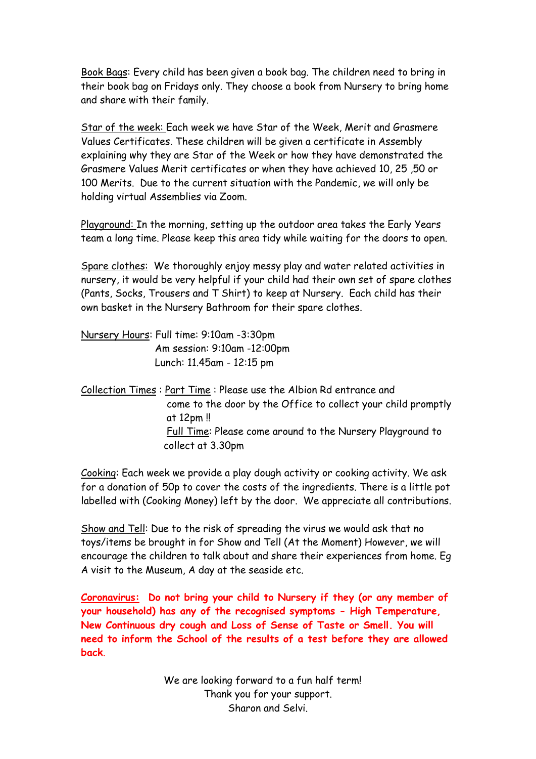Book Bags: Every child has been given a book bag. The children need to bring in their book bag on Fridays only. They choose a book from Nursery to bring home and share with their family.

Star of the week: Each week we have Star of the Week, Merit and Grasmere Values Certificates. These children will be given a certificate in Assembly explaining why they are Star of the Week or how they have demonstrated the Grasmere Values Merit certificates or when they have achieved 10, 25 ,50 or 100 Merits. Due to the current situation with the Pandemic, we will only be holding virtual Assemblies via Zoom.

Playground: In the morning, setting up the outdoor area takes the Early Years team a long time. Please keep this area tidy while waiting for the doors to open.

Spare clothes: We thoroughly enjoy messy play and water related activities in nursery, it would be very helpful if your child had their own set of spare clothes (Pants, Socks, Trousers and T Shirt) to keep at Nursery. Each child has their own basket in the Nursery Bathroom for their spare clothes.

Nursery Hours: Full time: 9:10am -3:30pm
Am session: 9:10am -12:00pm
Lunch: 11.45am - 12:15 pm

Collection Times : Part Time : Please use the Albion Rd entrance and come to the door by the Office to collect your child promptly at 12pm !!
Full Time: Please come around to the Nursery Playground to collect at 3.30pm

Cooking: Each week we provide a play dough activity or cooking activity. We ask for a donation of 50p to cover the costs of the ingredients. There is a little pot labelled with (Cooking Money) left by the door. We appreciate all contributions.

Show and Tell: Due to the risk of spreading the virus we would ask that no toys/items be brought in for Show and Tell (At the Moment) However, we will encourage the children to talk about and share their experiences from home. Eg A visit to the Museum, A day at the seaside etc.

**Coronavirus: Do not bring your child to Nursery if they (or any member of your household) has any of the recognised symptoms - High Temperature, New Continuous dry cough and Loss of Sense of Taste or Smell. You will need to inform the School of the results of a test before they are allowed back.**

We are looking forward to a fun half term!
Thank you for your support.
Sharon and Selvi.